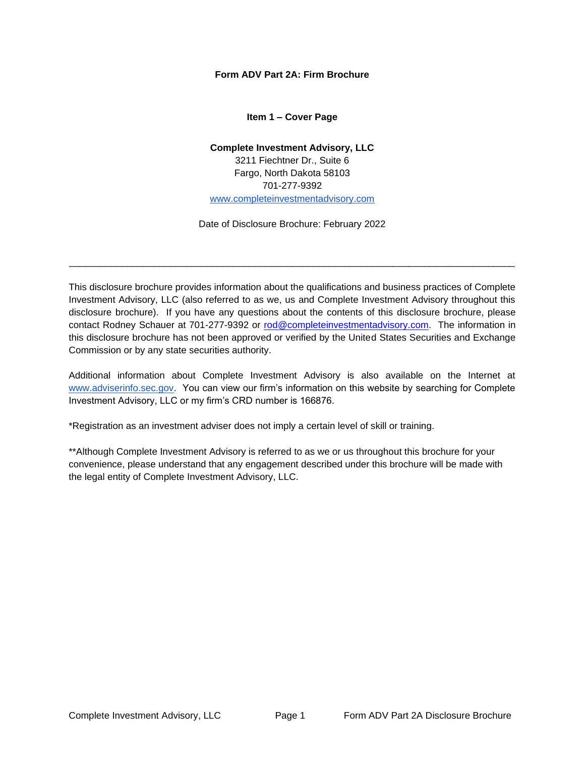# Form ADV Part 2A: Firm Brochure

## Item 1 – Cover Page

**Complete Investment Advisory, LLC**
3211 Fiechtner Dr., Suite 6
Fargo, North Dakota 58103
701-277-9392
www.completeinvestmentadvisory.com

Date of Disclosure Brochure: February 2022

---

This disclosure brochure provides information about the qualifications and business practices of Complete Investment Advisory, LLC (also referred to as we, us and Complete Investment Advisory throughout this disclosure brochure). If you have any questions about the contents of this disclosure brochure, please contact Rodney Schauer at 701-277-9392 or rod@completeinvestmentadvisory.com. The information in this disclosure brochure has not been approved or verified by the United States Securities and Exchange Commission or by any state securities authority.

Additional information about Complete Investment Advisory is also available on the Internet at www.adviserinfo.sec.gov. You can view our firm's information on this website by searching for Complete Investment Advisory, LLC or my firm's CRD number is 166876.

*Registration as an investment adviser does not imply a certain level of skill or training.

**Although Complete Investment Advisory is referred to as we or us throughout this brochure for your convenience, please understand that any engagement described under this brochure will be made with the legal entity of Complete Investment Advisory, LLC.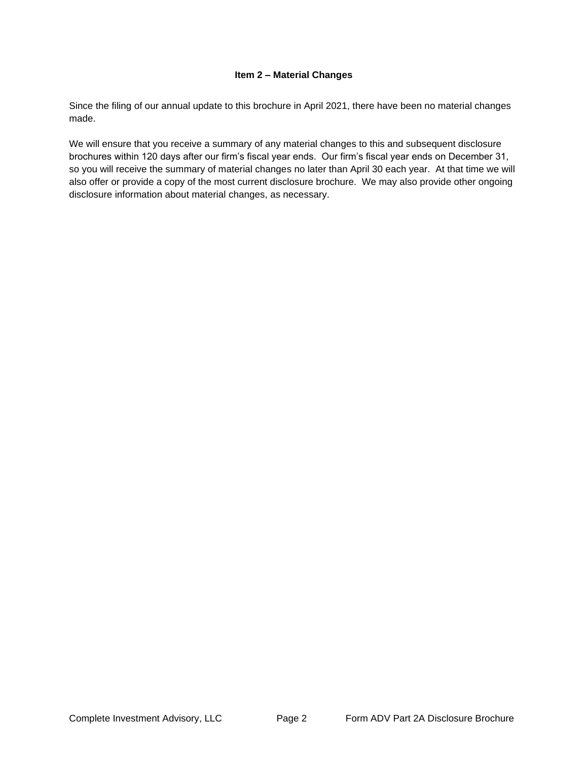## Item 2 – Material Changes

Since the filing of our annual update to this brochure in April 2021, there have been no material changes made.

We will ensure that you receive a summary of any material changes to this and subsequent disclosure brochures within 120 days after our firm's fiscal year ends. Our firm's fiscal year ends on December 31, so you will receive the summary of material changes no later than April 30 each year. At that time we will also offer or provide a copy of the most current disclosure brochure. We may also provide other ongoing disclosure information about material changes, as necessary.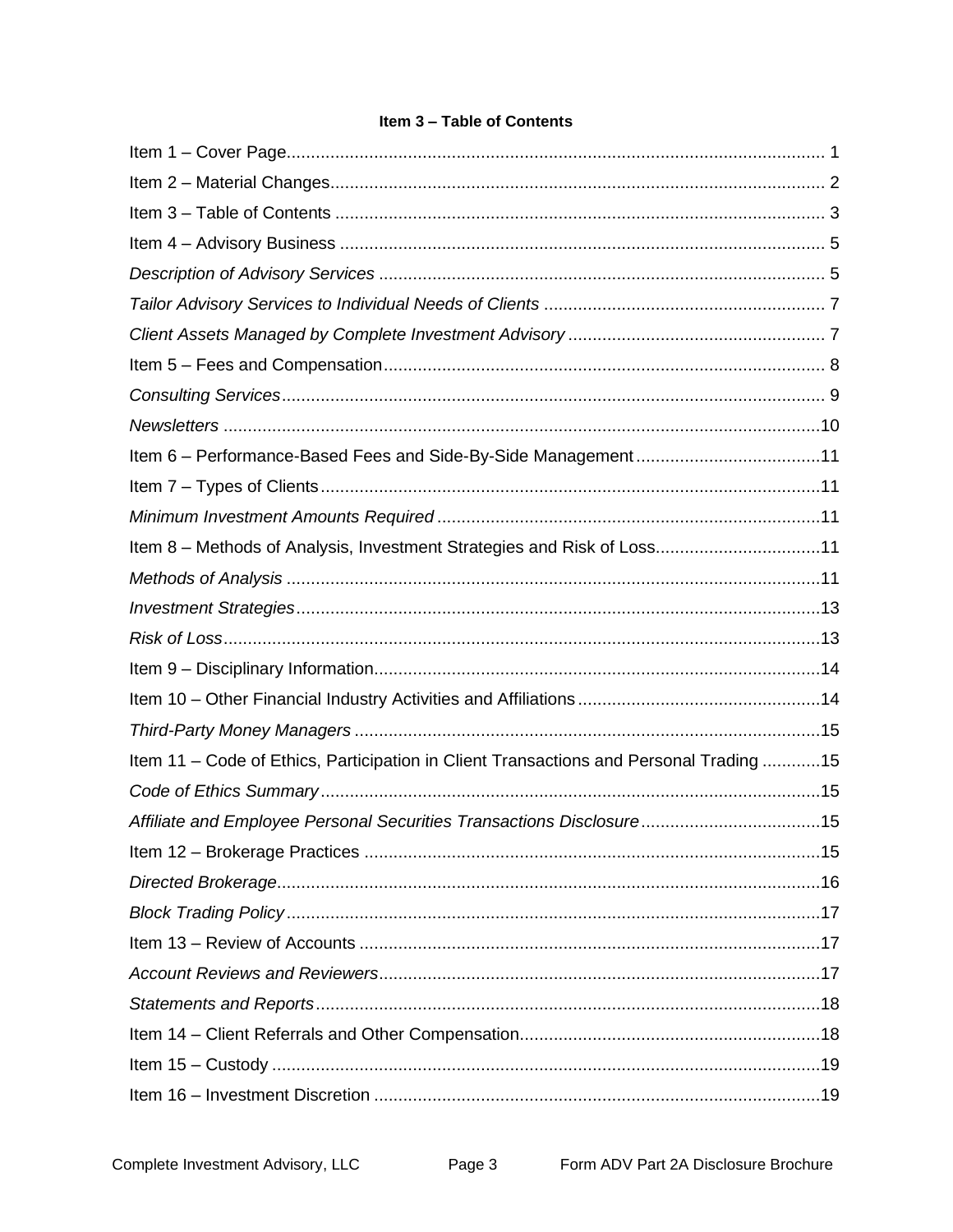**Item 3 – Table of Contents**

Item 1 – Cover Page ... 1

Item 2 – Material Changes ... 2

Item 3 – Table of Contents ... 3

Item 4 – Advisory Business ... 5

*Description of Advisory Services* ... 5

*Tailor Advisory Services to Individual Needs of Clients* ... 7

*Client Assets Managed by Complete Investment Advisory* ... 7

Item 5 – Fees and Compensation ... 8

*Consulting Services* ... 9

*Newsletters* ... 10

Item 6 – Performance-Based Fees and Side-By-Side Management ... 11

Item 7 – Types of Clients ... 11

*Minimum Investment Amounts Required* ... 11

Item 8 – Methods of Analysis, Investment Strategies and Risk of Loss ... 11

*Methods of Analysis* ... 11

*Investment Strategies* ... 13

*Risk of Loss* ... 13

Item 9 – Disciplinary Information ... 14

Item 10 – Other Financial Industry Activities and Affiliations ... 14

*Third-Party Money Managers* ... 15

Item 11 – Code of Ethics, Participation in Client Transactions and Personal Trading ... 15

*Code of Ethics Summary* ... 15

*Affiliate and Employee Personal Securities Transactions Disclosure* ... 15

Item 12 – Brokerage Practices ... 15

*Directed Brokerage* ... 16

*Block Trading Policy* ... 17

Item 13 – Review of Accounts ... 17

*Account Reviews and Reviewers* ... 17

*Statements and Reports* ... 18

Item 14 – Client Referrals and Other Compensation ... 18

Item 15 – Custody ... 19

Item 16 – Investment Discretion ... 19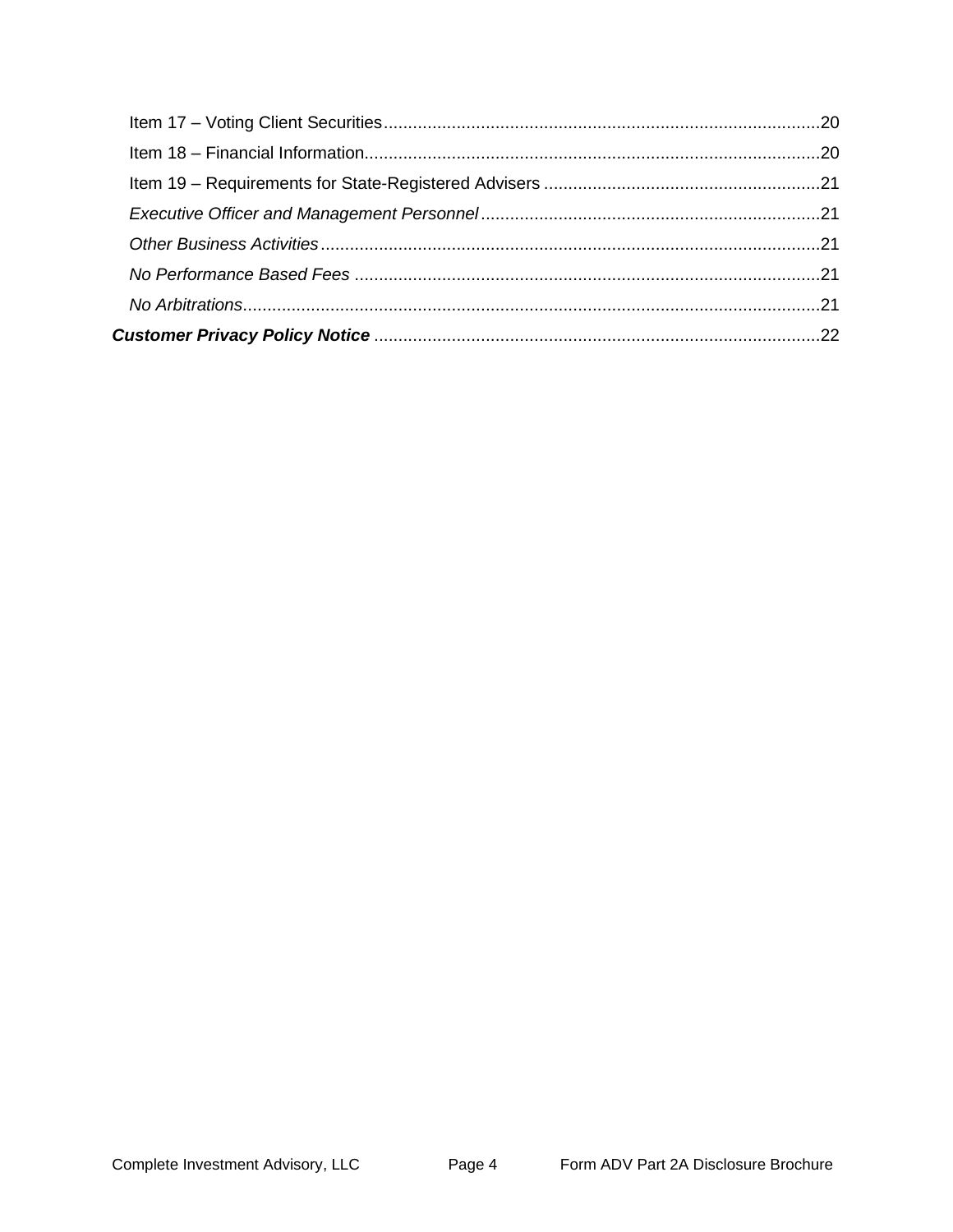Item 17 – Voting Client Securities........................................................................................20

Item 18 – Financial Information..............................................................................................20

Item 19 – Requirements for State-Registered Advisers ........................................................21

*Executive Officer and Management Personnel* ......................................................................21

*Other Business Activities* .......................................................................................................21

*No Performance Based Fees* ................................................................................................21

*No Arbitrations*.......................................................................................................................21

***Customer Privacy Policy Notice*** ...........................................................................................22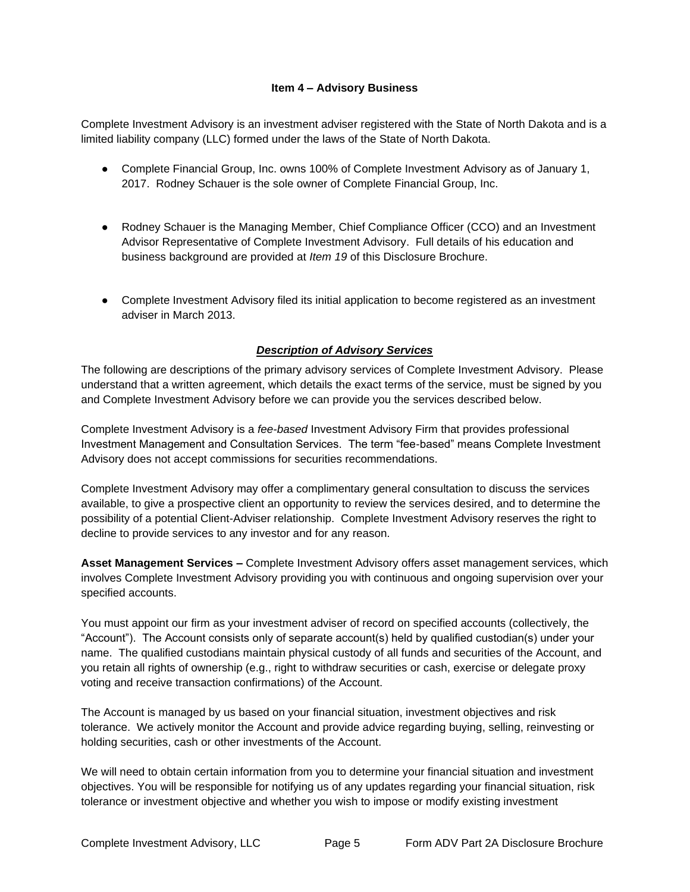## Item 4 – Advisory Business

Complete Investment Advisory is an investment adviser registered with the State of North Dakota and is a limited liability company (LLC) formed under the laws of the State of North Dakota.

- Complete Financial Group, Inc. owns 100% of Complete Investment Advisory as of January 1, 2017. Rodney Schauer is the sole owner of Complete Financial Group, Inc.

- Rodney Schauer is the Managing Member, Chief Compliance Officer (CCO) and an Investment Advisor Representative of Complete Investment Advisory. Full details of his education and business background are provided at *Item 19* of this Disclosure Brochure.

- Complete Investment Advisory filed its initial application to become registered as an investment adviser in March 2013.

### *Description of Advisory Services*

The following are descriptions of the primary advisory services of Complete Investment Advisory. Please understand that a written agreement, which details the exact terms of the service, must be signed by you and Complete Investment Advisory before we can provide you the services described below.

Complete Investment Advisory is a *fee-based* Investment Advisory Firm that provides professional Investment Management and Consultation Services. The term "fee-based" means Complete Investment Advisory does not accept commissions for securities recommendations.

Complete Investment Advisory may offer a complimentary general consultation to discuss the services available, to give a prospective client an opportunity to review the services desired, and to determine the possibility of a potential Client-Adviser relationship. Complete Investment Advisory reserves the right to decline to provide services to any investor and for any reason.

**Asset Management Services –** Complete Investment Advisory offers asset management services, which involves Complete Investment Advisory providing you with continuous and ongoing supervision over your specified accounts.

You must appoint our firm as your investment adviser of record on specified accounts (collectively, the "Account"). The Account consists only of separate account(s) held by qualified custodian(s) under your name. The qualified custodians maintain physical custody of all funds and securities of the Account, and you retain all rights of ownership (e.g., right to withdraw securities or cash, exercise or delegate proxy voting and receive transaction confirmations) of the Account.

The Account is managed by us based on your financial situation, investment objectives and risk tolerance. We actively monitor the Account and provide advice regarding buying, selling, reinvesting or holding securities, cash or other investments of the Account.

We will need to obtain certain information from you to determine your financial situation and investment objectives. You will be responsible for notifying us of any updates regarding your financial situation, risk tolerance or investment objective and whether you wish to impose or modify existing investment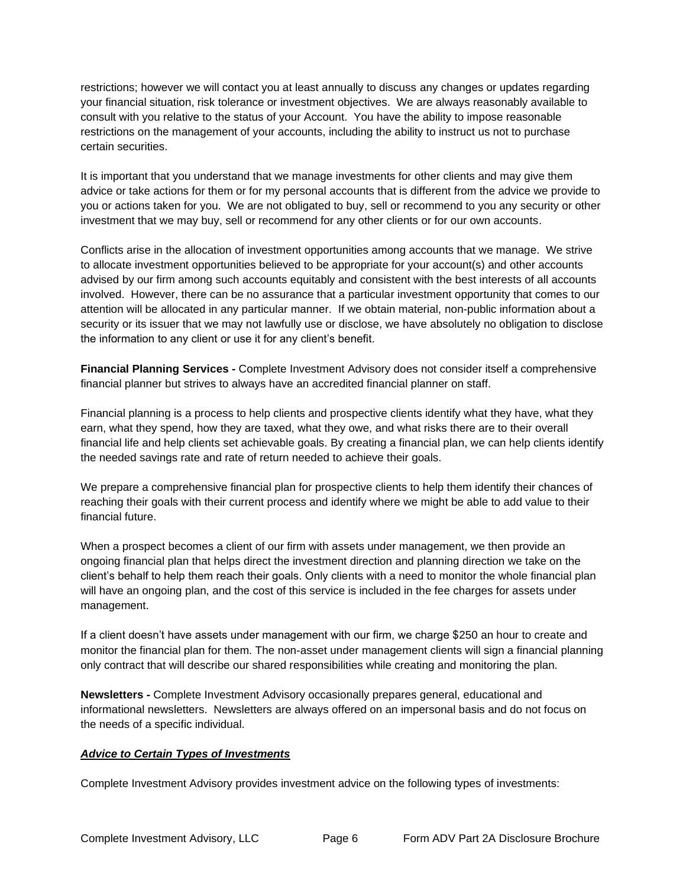restrictions; however we will contact you at least annually to discuss any changes or updates regarding your financial situation, risk tolerance or investment objectives. We are always reasonably available to consult with you relative to the status of your Account. You have the ability to impose reasonable restrictions on the management of your accounts, including the ability to instruct us not to purchase certain securities.

It is important that you understand that we manage investments for other clients and may give them advice or take actions for them or for my personal accounts that is different from the advice we provide to you or actions taken for you. We are not obligated to buy, sell or recommend to you any security or other investment that we may buy, sell or recommend for any other clients or for our own accounts.

Conflicts arise in the allocation of investment opportunities among accounts that we manage. We strive to allocate investment opportunities believed to be appropriate for your account(s) and other accounts advised by our firm among such accounts equitably and consistent with the best interests of all accounts involved. However, there can be no assurance that a particular investment opportunity that comes to our attention will be allocated in any particular manner. If we obtain material, non-public information about a security or its issuer that we may not lawfully use or disclose, we have absolutely no obligation to disclose the information to any client or use it for any client's benefit.

**Financial Planning Services -** Complete Investment Advisory does not consider itself a comprehensive financial planner but strives to always have an accredited financial planner on staff.

Financial planning is a process to help clients and prospective clients identify what they have, what they earn, what they spend, how they are taxed, what they owe, and what risks there are to their overall financial life and help clients set achievable goals. By creating a financial plan, we can help clients identify the needed savings rate and rate of return needed to achieve their goals.

We prepare a comprehensive financial plan for prospective clients to help them identify their chances of reaching their goals with their current process and identify where we might be able to add value to their financial future.

When a prospect becomes a client of our firm with assets under management, we then provide an ongoing financial plan that helps direct the investment direction and planning direction we take on the client's behalf to help them reach their goals. Only clients with a need to monitor the whole financial plan will have an ongoing plan, and the cost of this service is included in the fee charges for assets under management.

If a client doesn't have assets under management with our firm, we charge $250 an hour to create and monitor the financial plan for them. The non-asset under management clients will sign a financial planning only contract that will describe our shared responsibilities while creating and monitoring the plan.

**Newsletters -** Complete Investment Advisory occasionally prepares general, educational and informational newsletters. Newsletters are always offered on an impersonal basis and do not focus on the needs of a specific individual.

***Advice to Certain Types of Investments***

Complete Investment Advisory provides investment advice on the following types of investments: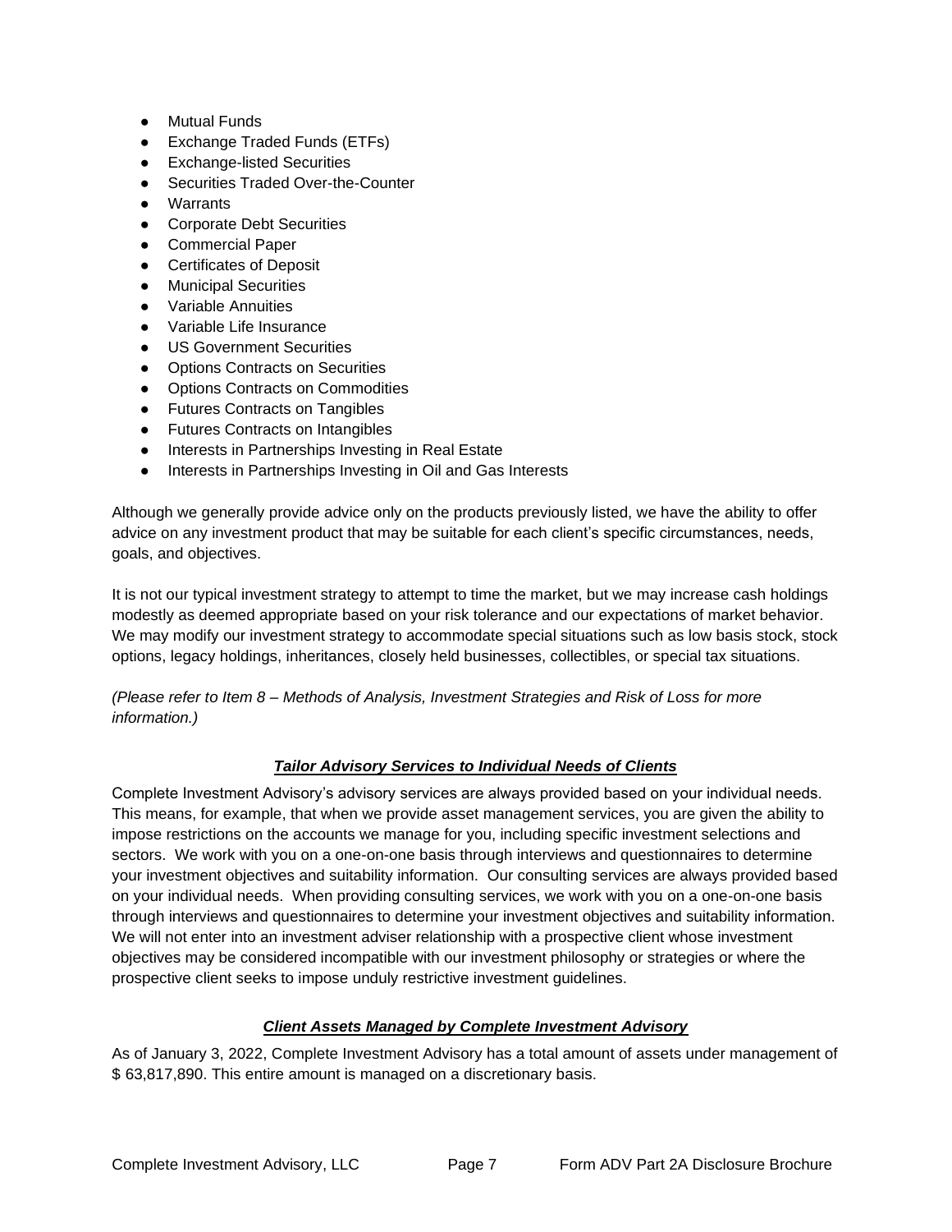- Mutual Funds
- Exchange Traded Funds (ETFs)
- Exchange-listed Securities
- Securities Traded Over-the-Counter
- Warrants
- Corporate Debt Securities
- Commercial Paper
- Certificates of Deposit
- Municipal Securities
- Variable Annuities
- Variable Life Insurance
- US Government Securities
- Options Contracts on Securities
- Options Contracts on Commodities
- Futures Contracts on Tangibles
- Futures Contracts on Intangibles
- Interests in Partnerships Investing in Real Estate
- Interests in Partnerships Investing in Oil and Gas Interests

Although we generally provide advice only on the products previously listed, we have the ability to offer advice on any investment product that may be suitable for each client's specific circumstances, needs, goals, and objectives.

It is not our typical investment strategy to attempt to time the market, but we may increase cash holdings modestly as deemed appropriate based on your risk tolerance and our expectations of market behavior. We may modify our investment strategy to accommodate special situations such as low basis stock, stock options, legacy holdings, inheritances, closely held businesses, collectibles, or special tax situations.

*(Please refer to Item 8 – Methods of Analysis, Investment Strategies and Risk of Loss for more information.)*

### ***Tailor Advisory Services to Individual Needs of Clients***

Complete Investment Advisory's advisory services are always provided based on your individual needs. This means, for example, that when we provide asset management services, you are given the ability to impose restrictions on the accounts we manage for you, including specific investment selections and sectors. We work with you on a one-on-one basis through interviews and questionnaires to determine your investment objectives and suitability information. Our consulting services are always provided based on your individual needs. When providing consulting services, we work with you on a one-on-one basis through interviews and questionnaires to determine your investment objectives and suitability information. We will not enter into an investment adviser relationship with a prospective client whose investment objectives may be considered incompatible with our investment philosophy or strategies or where the prospective client seeks to impose unduly restrictive investment guidelines.

### ***Client Assets Managed by Complete Investment Advisory***

As of January 3, 2022, Complete Investment Advisory has a total amount of assets under management of $ 63,817,890. This entire amount is managed on a discretionary basis.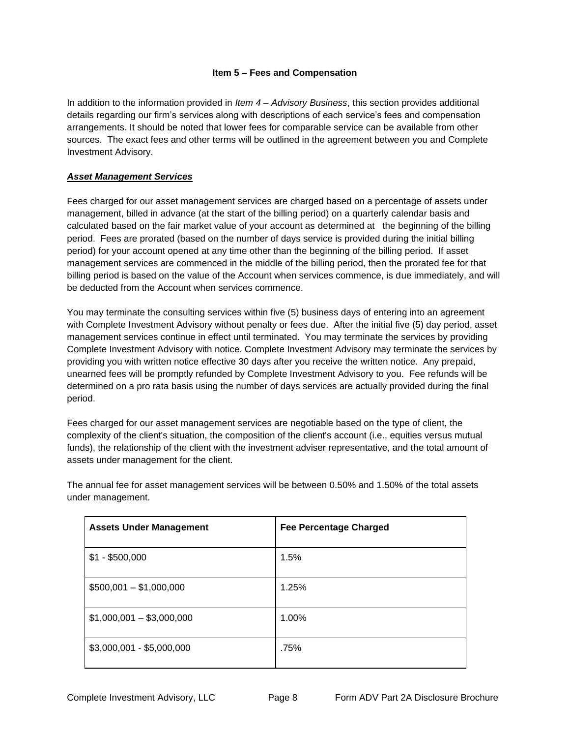## Item 5 – Fees and Compensation

In addition to the information provided in *Item 4 – Advisory Business*, this section provides additional details regarding our firm's services along with descriptions of each service's fees and compensation arrangements. It should be noted that lower fees for comparable service can be available from other sources. The exact fees and other terms will be outlined in the agreement between you and Complete Investment Advisory.

***<u>Asset Management Services</u>***

Fees charged for our asset management services are charged based on a percentage of assets under management, billed in advance (at the start of the billing period) on a quarterly calendar basis and calculated based on the fair market value of your account as determined at the beginning of the billing period. Fees are prorated (based on the number of days service is provided during the initial billing period) for your account opened at any time other than the beginning of the billing period. If asset management services are commenced in the middle of the billing period, then the prorated fee for that billing period is based on the value of the Account when services commence, is due immediately, and will be deducted from the Account when services commence.

You may terminate the consulting services within five (5) business days of entering into an agreement with Complete Investment Advisory without penalty or fees due. After the initial five (5) day period, asset management services continue in effect until terminated. You may terminate the services by providing Complete Investment Advisory with notice. Complete Investment Advisory may terminate the services by providing you with written notice effective 30 days after you receive the written notice. Any prepaid, unearned fees will be promptly refunded by Complete Investment Advisory to you. Fee refunds will be determined on a pro rata basis using the number of days services are actually provided during the final period.

Fees charged for our asset management services are negotiable based on the type of client, the complexity of the client's situation, the composition of the client's account (i.e., equities versus mutual funds), the relationship of the client with the investment adviser representative, and the total amount of assets under management for the client.

The annual fee for asset management services will be between 0.50% and 1.50% of the total assets under management.

| Assets Under Management | Fee Percentage Charged |
|---|---|
| $1 - $500,000 | 1.5% |
| $500,001 – $1,000,000 | 1.25% |
| $1,000,001 – $3,000,000 | 1.00% |
| $3,000,001 - $5,000,000 | .75% |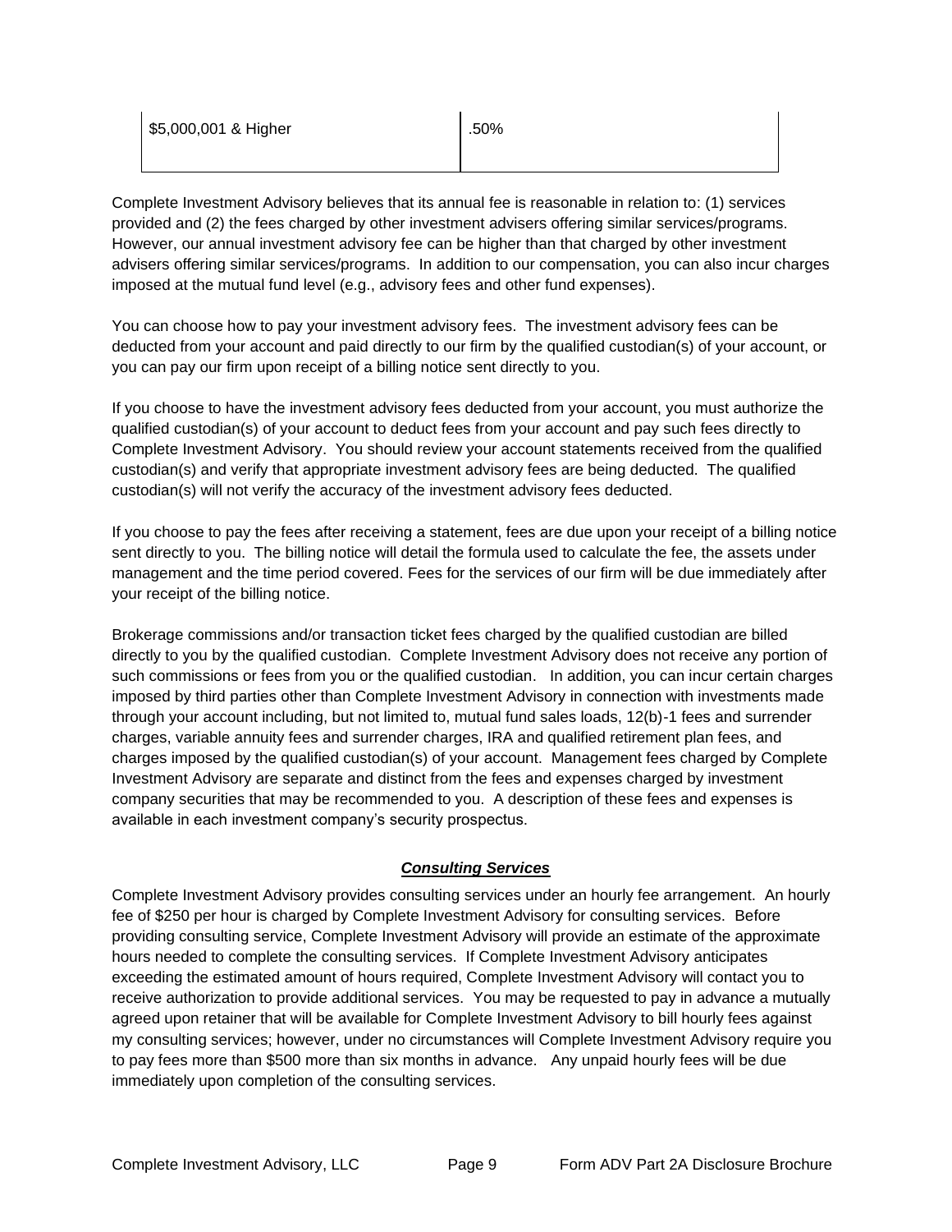| | |
|---|---|
| $5,000,001 & Higher | .50% |

Complete Investment Advisory believes that its annual fee is reasonable in relation to: (1) services provided and (2) the fees charged by other investment advisers offering similar services/programs. However, our annual investment advisory fee can be higher than that charged by other investment advisers offering similar services/programs. In addition to our compensation, you can also incur charges imposed at the mutual fund level (e.g., advisory fees and other fund expenses).

You can choose how to pay your investment advisory fees. The investment advisory fees can be deducted from your account and paid directly to our firm by the qualified custodian(s) of your account, or you can pay our firm upon receipt of a billing notice sent directly to you.

If you choose to have the investment advisory fees deducted from your account, you must authorize the qualified custodian(s) of your account to deduct fees from your account and pay such fees directly to Complete Investment Advisory. You should review your account statements received from the qualified custodian(s) and verify that appropriate investment advisory fees are being deducted. The qualified custodian(s) will not verify the accuracy of the investment advisory fees deducted.

If you choose to pay the fees after receiving a statement, fees are due upon your receipt of a billing notice sent directly to you. The billing notice will detail the formula used to calculate the fee, the assets under management and the time period covered. Fees for the services of our firm will be due immediately after your receipt of the billing notice.

Brokerage commissions and/or transaction ticket fees charged by the qualified custodian are billed directly to you by the qualified custodian. Complete Investment Advisory does not receive any portion of such commissions or fees from you or the qualified custodian. In addition, you can incur certain charges imposed by third parties other than Complete Investment Advisory in connection with investments made through your account including, but not limited to, mutual fund sales loads, 12(b)-1 fees and surrender charges, variable annuity fees and surrender charges, IRA and qualified retirement plan fees, and charges imposed by the qualified custodian(s) of your account. Management fees charged by Complete Investment Advisory are separate and distinct from the fees and expenses charged by investment company securities that may be recommended to you. A description of these fees and expenses is available in each investment company's security prospectus.

***Consulting Services***

Complete Investment Advisory provides consulting services under an hourly fee arrangement. An hourly fee of $250 per hour is charged by Complete Investment Advisory for consulting services. Before providing consulting service, Complete Investment Advisory will provide an estimate of the approximate hours needed to complete the consulting services. If Complete Investment Advisory anticipates exceeding the estimated amount of hours required, Complete Investment Advisory will contact you to receive authorization to provide additional services. You may be requested to pay in advance a mutually agreed upon retainer that will be available for Complete Investment Advisory to bill hourly fees against my consulting services; however, under no circumstances will Complete Investment Advisory require you to pay fees more than $500 more than six months in advance. Any unpaid hourly fees will be due immediately upon completion of the consulting services.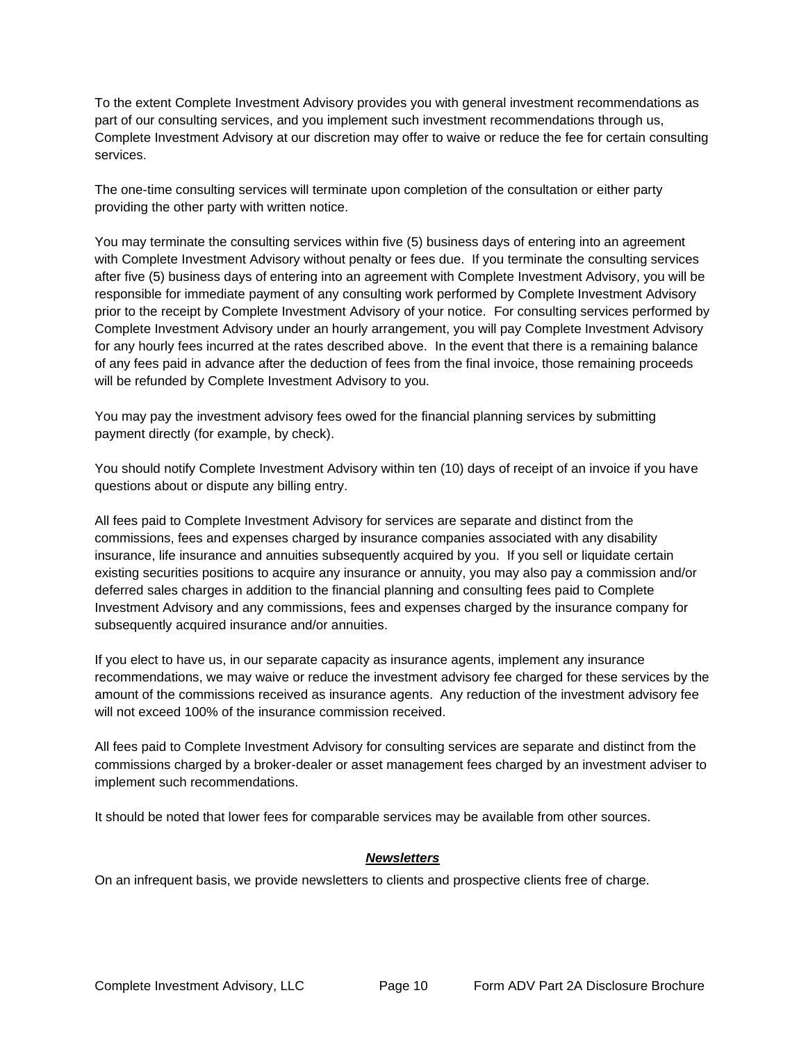To the extent Complete Investment Advisory provides you with general investment recommendations as part of our consulting services, and you implement such investment recommendations through us, Complete Investment Advisory at our discretion may offer to waive or reduce the fee for certain consulting services.

The one-time consulting services will terminate upon completion of the consultation or either party providing the other party with written notice.

You may terminate the consulting services within five (5) business days of entering into an agreement with Complete Investment Advisory without penalty or fees due. If you terminate the consulting services after five (5) business days of entering into an agreement with Complete Investment Advisory, you will be responsible for immediate payment of any consulting work performed by Complete Investment Advisory prior to the receipt by Complete Investment Advisory of your notice. For consulting services performed by Complete Investment Advisory under an hourly arrangement, you will pay Complete Investment Advisory for any hourly fees incurred at the rates described above. In the event that there is a remaining balance of any fees paid in advance after the deduction of fees from the final invoice, those remaining proceeds will be refunded by Complete Investment Advisory to you.

You may pay the investment advisory fees owed for the financial planning services by submitting payment directly (for example, by check).

You should notify Complete Investment Advisory within ten (10) days of receipt of an invoice if you have questions about or dispute any billing entry.

All fees paid to Complete Investment Advisory for services are separate and distinct from the commissions, fees and expenses charged by insurance companies associated with any disability insurance, life insurance and annuities subsequently acquired by you. If you sell or liquidate certain existing securities positions to acquire any insurance or annuity, you may also pay a commission and/or deferred sales charges in addition to the financial planning and consulting fees paid to Complete Investment Advisory and any commissions, fees and expenses charged by the insurance company for subsequently acquired insurance and/or annuities.

If you elect to have us, in our separate capacity as insurance agents, implement any insurance recommendations, we may waive or reduce the investment advisory fee charged for these services by the amount of the commissions received as insurance agents. Any reduction of the investment advisory fee will not exceed 100% of the insurance commission received.

All fees paid to Complete Investment Advisory for consulting services are separate and distinct from the commissions charged by a broker-dealer or asset management fees charged by an investment adviser to implement such recommendations.

It should be noted that lower fees for comparable services may be available from other sources.

### ***Newsletters***

On an infrequent basis, we provide newsletters to clients and prospective clients free of charge.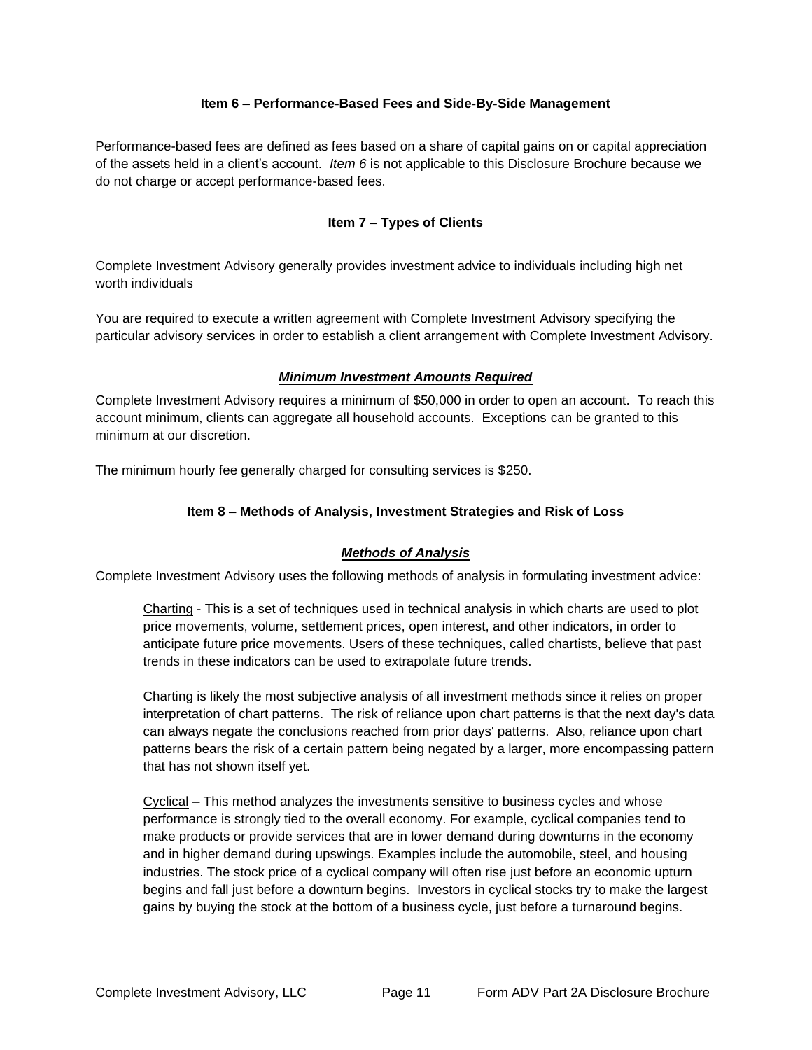## Item 6 – Performance-Based Fees and Side-By-Side Management

Performance-based fees are defined as fees based on a share of capital gains on or capital appreciation of the assets held in a client's account. *Item 6* is not applicable to this Disclosure Brochure because we do not charge or accept performance-based fees.

## Item 7 – Types of Clients

Complete Investment Advisory generally provides investment advice to individuals including high net worth individuals

You are required to execute a written agreement with Complete Investment Advisory specifying the particular advisory services in order to establish a client arrangement with Complete Investment Advisory.

### ***Minimum Investment Amounts Required***

Complete Investment Advisory requires a minimum of $50,000 in order to open an account. To reach this account minimum, clients can aggregate all household accounts. Exceptions can be granted to this minimum at our discretion.

The minimum hourly fee generally charged for consulting services is $250.

## Item 8 – Methods of Analysis, Investment Strategies and Risk of Loss

### ***Methods of Analysis***

Complete Investment Advisory uses the following methods of analysis in formulating investment advice:

> Charting - This is a set of techniques used in technical analysis in which charts are used to plot price movements, volume, settlement prices, open interest, and other indicators, in order to anticipate future price movements. Users of these techniques, called chartists, believe that past trends in these indicators can be used to extrapolate future trends.
>
> Charting is likely the most subjective analysis of all investment methods since it relies on proper interpretation of chart patterns. The risk of reliance upon chart patterns is that the next day's data can always negate the conclusions reached from prior days' patterns. Also, reliance upon chart patterns bears the risk of a certain pattern being negated by a larger, more encompassing pattern that has not shown itself yet.
>
> Cyclical – This method analyzes the investments sensitive to business cycles and whose performance is strongly tied to the overall economy. For example, cyclical companies tend to make products or provide services that are in lower demand during downturns in the economy and in higher demand during upswings. Examples include the automobile, steel, and housing industries. The stock price of a cyclical company will often rise just before an economic upturn begins and fall just before a downturn begins. Investors in cyclical stocks try to make the largest gains by buying the stock at the bottom of a business cycle, just before a turnaround begins.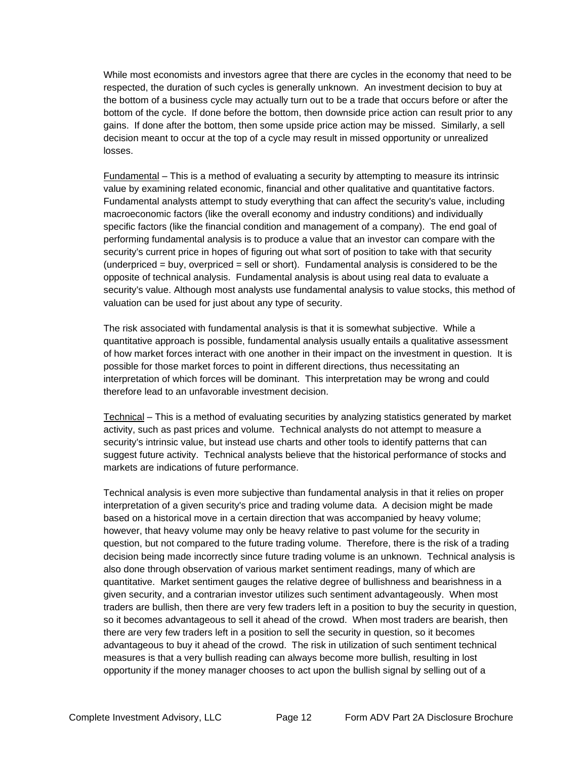While most economists and investors agree that there are cycles in the economy that need to be respected, the duration of such cycles is generally unknown. An investment decision to buy at the bottom of a business cycle may actually turn out to be a trade that occurs before or after the bottom of the cycle. If done before the bottom, then downside price action can result prior to any gains. If done after the bottom, then some upside price action may be missed. Similarly, a sell decision meant to occur at the top of a cycle may result in missed opportunity or unrealized losses.

<u>Fundamental</u> – This is a method of evaluating a security by attempting to measure its intrinsic value by examining related economic, financial and other qualitative and quantitative factors. Fundamental analysts attempt to study everything that can affect the security's value, including macroeconomic factors (like the overall economy and industry conditions) and individually specific factors (like the financial condition and management of a company). The end goal of performing fundamental analysis is to produce a value that an investor can compare with the security's current price in hopes of figuring out what sort of position to take with that security (underpriced = buy, overpriced = sell or short). Fundamental analysis is considered to be the opposite of technical analysis. Fundamental analysis is about using real data to evaluate a security's value. Although most analysts use fundamental analysis to value stocks, this method of valuation can be used for just about any type of security.

The risk associated with fundamental analysis is that it is somewhat subjective. While a quantitative approach is possible, fundamental analysis usually entails a qualitative assessment of how market forces interact with one another in their impact on the investment in question. It is possible for those market forces to point in different directions, thus necessitating an interpretation of which forces will be dominant. This interpretation may be wrong and could therefore lead to an unfavorable investment decision.

<u>Technical</u> – This is a method of evaluating securities by analyzing statistics generated by market activity, such as past prices and volume. Technical analysts do not attempt to measure a security's intrinsic value, but instead use charts and other tools to identify patterns that can suggest future activity. Technical analysts believe that the historical performance of stocks and markets are indications of future performance.

Technical analysis is even more subjective than fundamental analysis in that it relies on proper interpretation of a given security's price and trading volume data. A decision might be made based on a historical move in a certain direction that was accompanied by heavy volume; however, that heavy volume may only be heavy relative to past volume for the security in question, but not compared to the future trading volume. Therefore, there is the risk of a trading decision being made incorrectly since future trading volume is an unknown. Technical analysis is also done through observation of various market sentiment readings, many of which are quantitative. Market sentiment gauges the relative degree of bullishness and bearishness in a given security, and a contrarian investor utilizes such sentiment advantageously. When most traders are bullish, then there are very few traders left in a position to buy the security in question, so it becomes advantageous to sell it ahead of the crowd. When most traders are bearish, then there are very few traders left in a position to sell the security in question, so it becomes advantageous to buy it ahead of the crowd. The risk in utilization of such sentiment technical measures is that a very bullish reading can always become more bullish, resulting in lost opportunity if the money manager chooses to act upon the bullish signal by selling out of a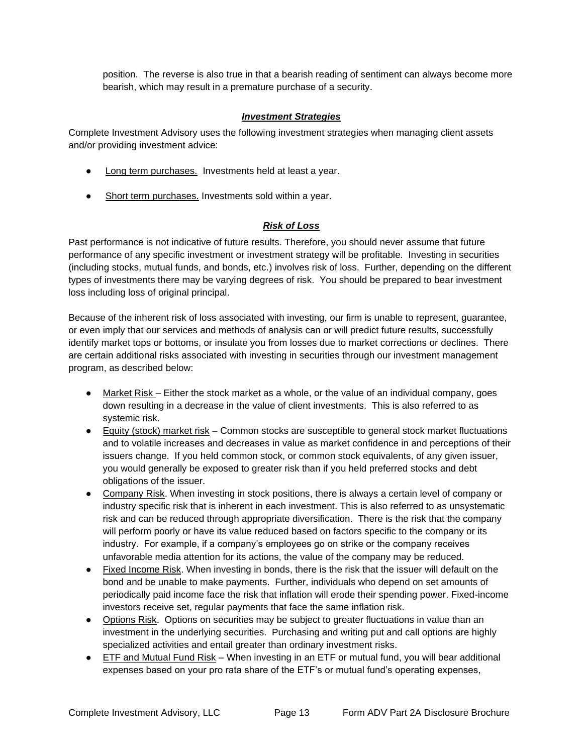position. The reverse is also true in that a bearish reading of sentiment can always become more bearish, which may result in a premature purchase of a security.

### ***Investment Strategies***

Complete Investment Advisory uses the following investment strategies when managing client assets and/or providing investment advice:

- Long term purchases. Investments held at least a year.
- Short term purchases. Investments sold within a year.

### ***Risk of Loss***

Past performance is not indicative of future results. Therefore, you should never assume that future performance of any specific investment or investment strategy will be profitable. Investing in securities (including stocks, mutual funds, and bonds, etc.) involves risk of loss. Further, depending on the different types of investments there may be varying degrees of risk. You should be prepared to bear investment loss including loss of original principal.

Because of the inherent risk of loss associated with investing, our firm is unable to represent, guarantee, or even imply that our services and methods of analysis can or will predict future results, successfully identify market tops or bottoms, or insulate you from losses due to market corrections or declines. There are certain additional risks associated with investing in securities through our investment management program, as described below:

- Market Risk – Either the stock market as a whole, or the value of an individual company, goes down resulting in a decrease in the value of client investments. This is also referred to as systemic risk.
- Equity (stock) market risk – Common stocks are susceptible to general stock market fluctuations and to volatile increases and decreases in value as market confidence in and perceptions of their issuers change. If you held common stock, or common stock equivalents, of any given issuer, you would generally be exposed to greater risk than if you held preferred stocks and debt obligations of the issuer.
- Company Risk. When investing in stock positions, there is always a certain level of company or industry specific risk that is inherent in each investment. This is also referred to as unsystematic risk and can be reduced through appropriate diversification. There is the risk that the company will perform poorly or have its value reduced based on factors specific to the company or its industry. For example, if a company's employees go on strike or the company receives unfavorable media attention for its actions, the value of the company may be reduced.
- Fixed Income Risk. When investing in bonds, there is the risk that the issuer will default on the bond and be unable to make payments. Further, individuals who depend on set amounts of periodically paid income face the risk that inflation will erode their spending power. Fixed-income investors receive set, regular payments that face the same inflation risk.
- Options Risk. Options on securities may be subject to greater fluctuations in value than an investment in the underlying securities. Purchasing and writing put and call options are highly specialized activities and entail greater than ordinary investment risks.
- ETF and Mutual Fund Risk – When investing in an ETF or mutual fund, you will bear additional expenses based on your pro rata share of the ETF's or mutual fund's operating expenses,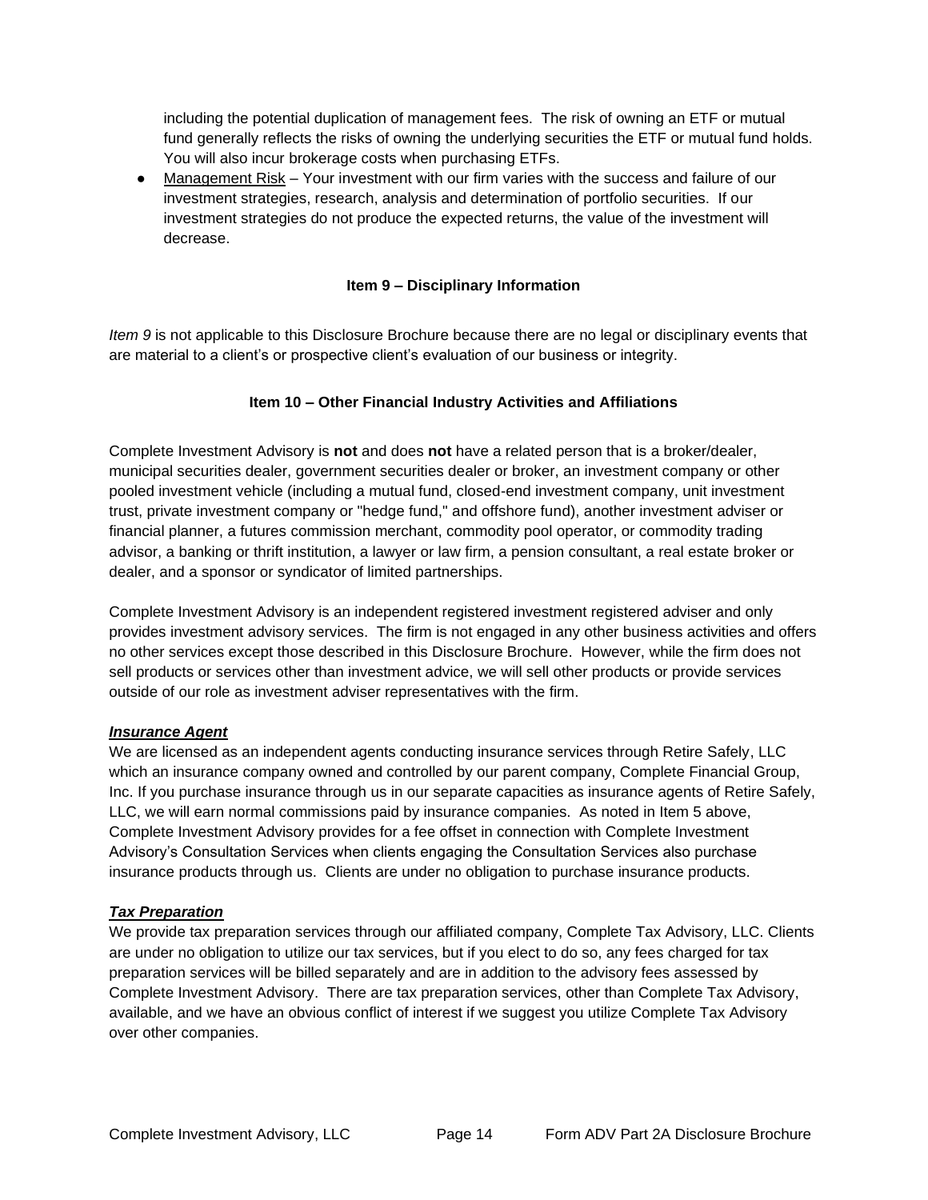including the potential duplication of management fees. The risk of owning an ETF or mutual fund generally reflects the risks of owning the underlying securities the ETF or mutual fund holds. You will also incur brokerage costs when purchasing ETFs.

- Management Risk – Your investment with our firm varies with the success and failure of our investment strategies, research, analysis and determination of portfolio securities. If our investment strategies do not produce the expected returns, the value of the investment will decrease.

## Item 9 – Disciplinary Information

*Item 9* is not applicable to this Disclosure Brochure because there are no legal or disciplinary events that are material to a client's or prospective client's evaluation of our business or integrity.

## Item 10 – Other Financial Industry Activities and Affiliations

Complete Investment Advisory is **not** and does **not** have a related person that is a broker/dealer, municipal securities dealer, government securities dealer or broker, an investment company or other pooled investment vehicle (including a mutual fund, closed-end investment company, unit investment trust, private investment company or "hedge fund," and offshore fund), another investment adviser or financial planner, a futures commission merchant, commodity pool operator, or commodity trading advisor, a banking or thrift institution, a lawyer or law firm, a pension consultant, a real estate broker or dealer, and a sponsor or syndicator of limited partnerships.

Complete Investment Advisory is an independent registered investment registered adviser and only provides investment advisory services. The firm is not engaged in any other business activities and offers no other services except those described in this Disclosure Brochure. However, while the firm does not sell products or services other than investment advice, we will sell other products or provide services outside of our role as investment adviser representatives with the firm.

***Insurance Agent***

We are licensed as an independent agents conducting insurance services through Retire Safely, LLC which an insurance company owned and controlled by our parent company, Complete Financial Group, Inc. If you purchase insurance through us in our separate capacities as insurance agents of Retire Safely, LLC, we will earn normal commissions paid by insurance companies. As noted in Item 5 above, Complete Investment Advisory provides for a fee offset in connection with Complete Investment Advisory's Consultation Services when clients engaging the Consultation Services also purchase insurance products through us. Clients are under no obligation to purchase insurance products.

***Tax Preparation***

We provide tax preparation services through our affiliated company, Complete Tax Advisory, LLC. Clients are under no obligation to utilize our tax services, but if you elect to do so, any fees charged for tax preparation services will be billed separately and are in addition to the advisory fees assessed by Complete Investment Advisory. There are tax preparation services, other than Complete Tax Advisory, available, and we have an obvious conflict of interest if we suggest you utilize Complete Tax Advisory over other companies.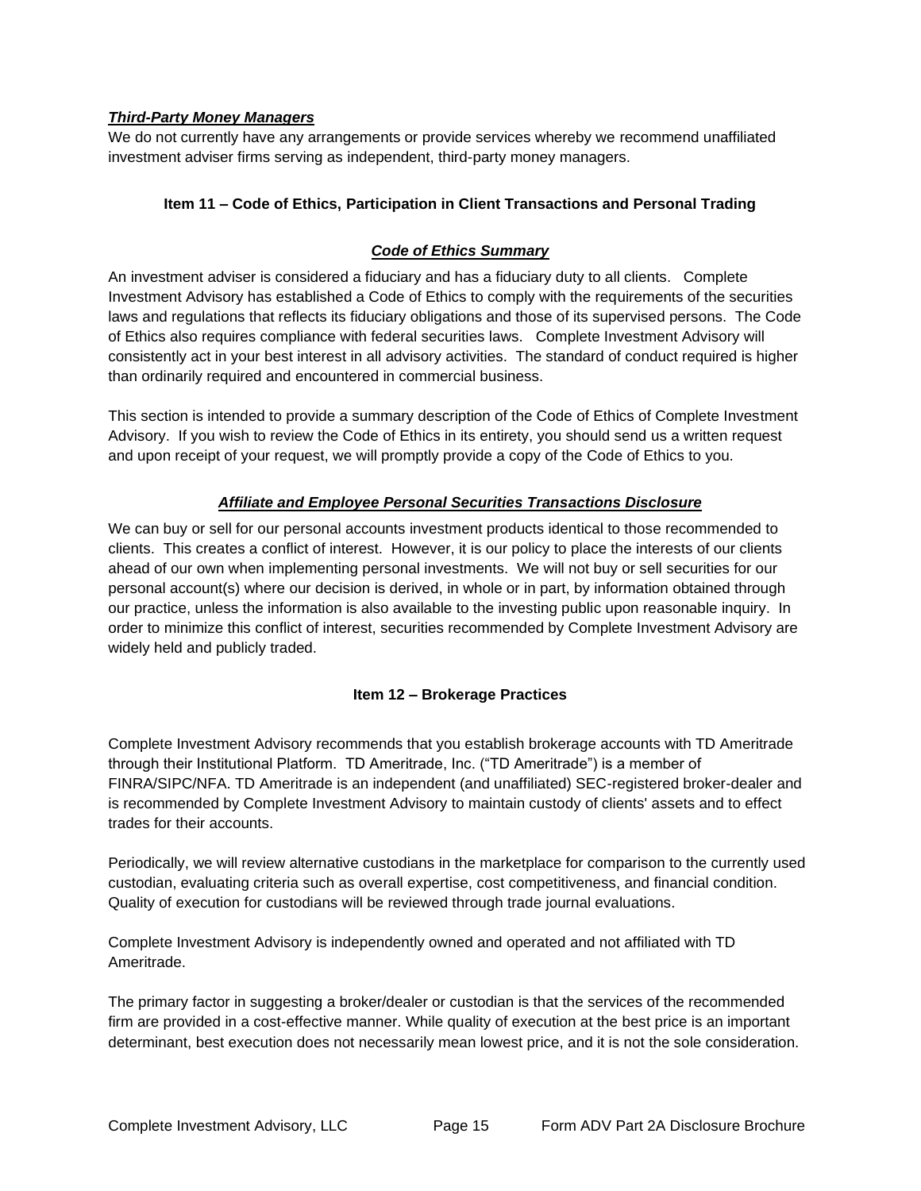***Third-Party Money Managers***

We do not currently have any arrangements or provide services whereby we recommend unaffiliated investment adviser firms serving as independent, third-party money managers.

## Item 11 – Code of Ethics, Participation in Client Transactions and Personal Trading

### ***Code of Ethics Summary***

An investment adviser is considered a fiduciary and has a fiduciary duty to all clients. Complete Investment Advisory has established a Code of Ethics to comply with the requirements of the securities laws and regulations that reflects its fiduciary obligations and those of its supervised persons. The Code of Ethics also requires compliance with federal securities laws. Complete Investment Advisory will consistently act in your best interest in all advisory activities. The standard of conduct required is higher than ordinarily required and encountered in commercial business.

This section is intended to provide a summary description of the Code of Ethics of Complete Investment Advisory. If you wish to review the Code of Ethics in its entirety, you should send us a written request and upon receipt of your request, we will promptly provide a copy of the Code of Ethics to you.

### ***Affiliate and Employee Personal Securities Transactions Disclosure***

We can buy or sell for our personal accounts investment products identical to those recommended to clients. This creates a conflict of interest. However, it is our policy to place the interests of our clients ahead of our own when implementing personal investments. We will not buy or sell securities for our personal account(s) where our decision is derived, in whole or in part, by information obtained through our practice, unless the information is also available to the investing public upon reasonable inquiry. In order to minimize this conflict of interest, securities recommended by Complete Investment Advisory are widely held and publicly traded.

## Item 12 – Brokerage Practices

Complete Investment Advisory recommends that you establish brokerage accounts with TD Ameritrade through their Institutional Platform. TD Ameritrade, Inc. ("TD Ameritrade") is a member of FINRA/SIPC/NFA. TD Ameritrade is an independent (and unaffiliated) SEC-registered broker-dealer and is recommended by Complete Investment Advisory to maintain custody of clients' assets and to effect trades for their accounts.

Periodically, we will review alternative custodians in the marketplace for comparison to the currently used custodian, evaluating criteria such as overall expertise, cost competitiveness, and financial condition. Quality of execution for custodians will be reviewed through trade journal evaluations.

Complete Investment Advisory is independently owned and operated and not affiliated with TD Ameritrade.

The primary factor in suggesting a broker/dealer or custodian is that the services of the recommended firm are provided in a cost-effective manner. While quality of execution at the best price is an important determinant, best execution does not necessarily mean lowest price, and it is not the sole consideration.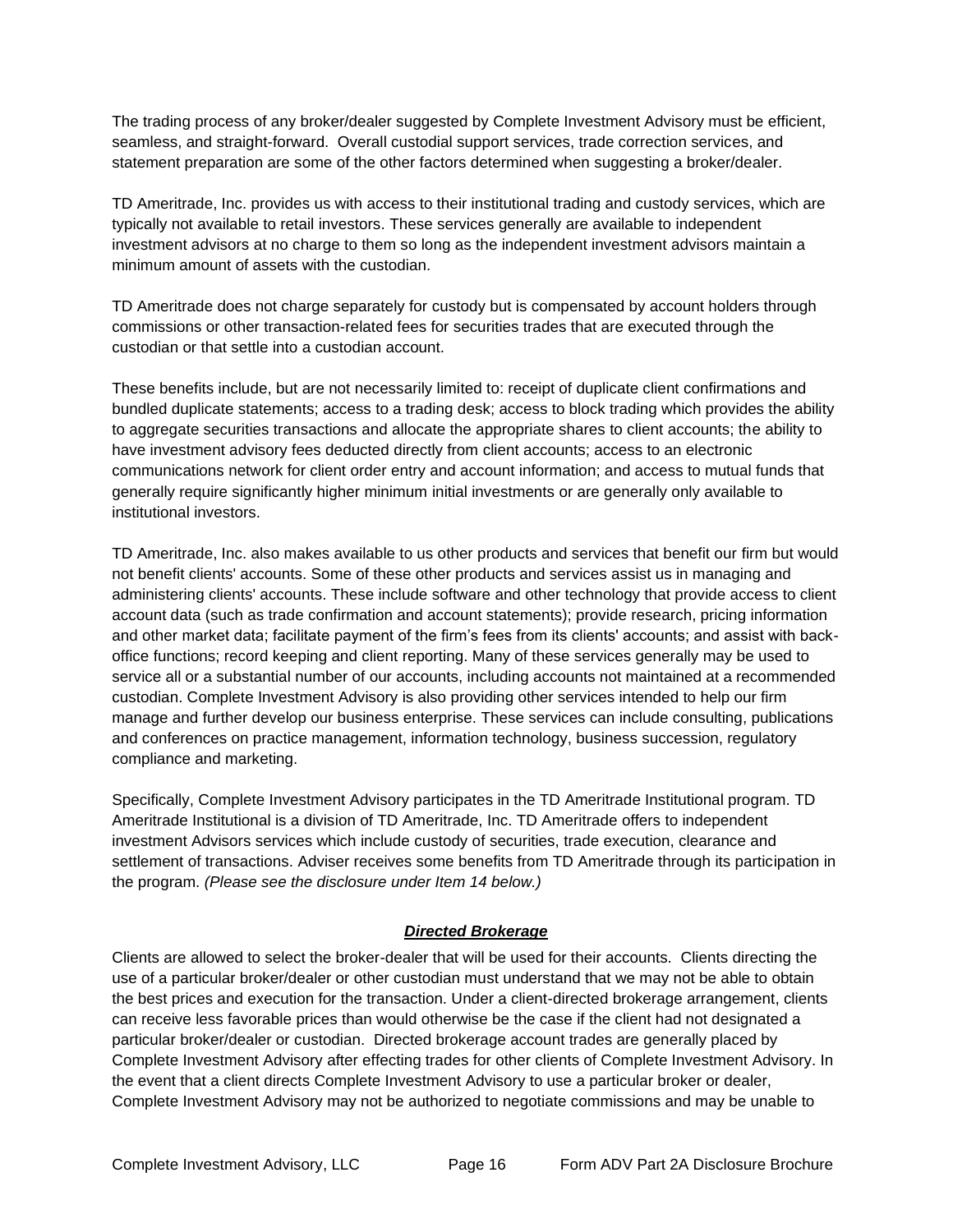The trading process of any broker/dealer suggested by Complete Investment Advisory must be efficient, seamless, and straight-forward. Overall custodial support services, trade correction services, and statement preparation are some of the other factors determined when suggesting a broker/dealer.

TD Ameritrade, Inc. provides us with access to their institutional trading and custody services, which are typically not available to retail investors. These services generally are available to independent investment advisors at no charge to them so long as the independent investment advisors maintain a minimum amount of assets with the custodian.

TD Ameritrade does not charge separately for custody but is compensated by account holders through commissions or other transaction-related fees for securities trades that are executed through the custodian or that settle into a custodian account.

These benefits include, but are not necessarily limited to: receipt of duplicate client confirmations and bundled duplicate statements; access to a trading desk; access to block trading which provides the ability to aggregate securities transactions and allocate the appropriate shares to client accounts; the ability to have investment advisory fees deducted directly from client accounts; access to an electronic communications network for client order entry and account information; and access to mutual funds that generally require significantly higher minimum initial investments or are generally only available to institutional investors.

TD Ameritrade, Inc. also makes available to us other products and services that benefit our firm but would not benefit clients' accounts. Some of these other products and services assist us in managing and administering clients' accounts. These include software and other technology that provide access to client account data (such as trade confirmation and account statements); provide research, pricing information and other market data; facilitate payment of the firm's fees from its clients' accounts; and assist with back-office functions; record keeping and client reporting. Many of these services generally may be used to service all or a substantial number of our accounts, including accounts not maintained at a recommended custodian. Complete Investment Advisory is also providing other services intended to help our firm manage and further develop our business enterprise. These services can include consulting, publications and conferences on practice management, information technology, business succession, regulatory compliance and marketing.

Specifically, Complete Investment Advisory participates in the TD Ameritrade Institutional program. TD Ameritrade Institutional is a division of TD Ameritrade, Inc. TD Ameritrade offers to independent investment Advisors services which include custody of securities, trade execution, clearance and settlement of transactions. Adviser receives some benefits from TD Ameritrade through its participation in the program. *(Please see the disclosure under Item 14 below.)*

### ***Directed Brokerage***

Clients are allowed to select the broker-dealer that will be used for their accounts. Clients directing the use of a particular broker/dealer or other custodian must understand that we may not be able to obtain the best prices and execution for the transaction. Under a client-directed brokerage arrangement, clients can receive less favorable prices than would otherwise be the case if the client had not designated a particular broker/dealer or custodian. Directed brokerage account trades are generally placed by Complete Investment Advisory after effecting trades for other clients of Complete Investment Advisory. In the event that a client directs Complete Investment Advisory to use a particular broker or dealer, Complete Investment Advisory may not be authorized to negotiate commissions and may be unable to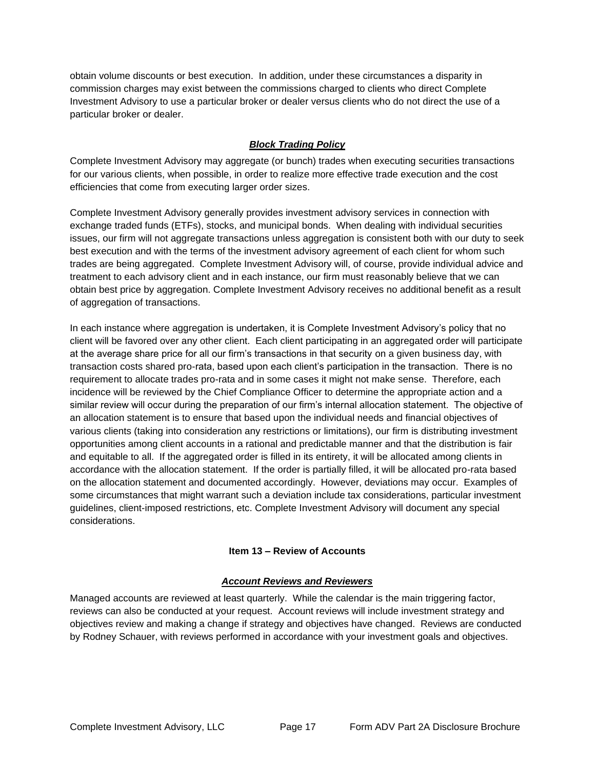obtain volume discounts or best execution. In addition, under these circumstances a disparity in commission charges may exist between the commissions charged to clients who direct Complete Investment Advisory to use a particular broker or dealer versus clients who do not direct the use of a particular broker or dealer.

### ***Block Trading Policy***

Complete Investment Advisory may aggregate (or bunch) trades when executing securities transactions for our various clients, when possible, in order to realize more effective trade execution and the cost efficiencies that come from executing larger order sizes.

Complete Investment Advisory generally provides investment advisory services in connection with exchange traded funds (ETFs), stocks, and municipal bonds. When dealing with individual securities issues, our firm will not aggregate transactions unless aggregation is consistent both with our duty to seek best execution and with the terms of the investment advisory agreement of each client for whom such trades are being aggregated. Complete Investment Advisory will, of course, provide individual advice and treatment to each advisory client and in each instance, our firm must reasonably believe that we can obtain best price by aggregation. Complete Investment Advisory receives no additional benefit as a result of aggregation of transactions.

In each instance where aggregation is undertaken, it is Complete Investment Advisory's policy that no client will be favored over any other client. Each client participating in an aggregated order will participate at the average share price for all our firm's transactions in that security on a given business day, with transaction costs shared pro-rata, based upon each client's participation in the transaction. There is no requirement to allocate trades pro-rata and in some cases it might not make sense. Therefore, each incidence will be reviewed by the Chief Compliance Officer to determine the appropriate action and a similar review will occur during the preparation of our firm's internal allocation statement. The objective of an allocation statement is to ensure that based upon the individual needs and financial objectives of various clients (taking into consideration any restrictions or limitations), our firm is distributing investment opportunities among client accounts in a rational and predictable manner and that the distribution is fair and equitable to all. If the aggregated order is filled in its entirety, it will be allocated among clients in accordance with the allocation statement. If the order is partially filled, it will be allocated pro-rata based on the allocation statement and documented accordingly. However, deviations may occur. Examples of some circumstances that might warrant such a deviation include tax considerations, particular investment guidelines, client-imposed restrictions, etc. Complete Investment Advisory will document any special considerations.

## Item 13 – Review of Accounts

### ***Account Reviews and Reviewers***

Managed accounts are reviewed at least quarterly. While the calendar is the main triggering factor, reviews can also be conducted at your request. Account reviews will include investment strategy and objectives review and making a change if strategy and objectives have changed. Reviews are conducted by Rodney Schauer, with reviews performed in accordance with your investment goals and objectives.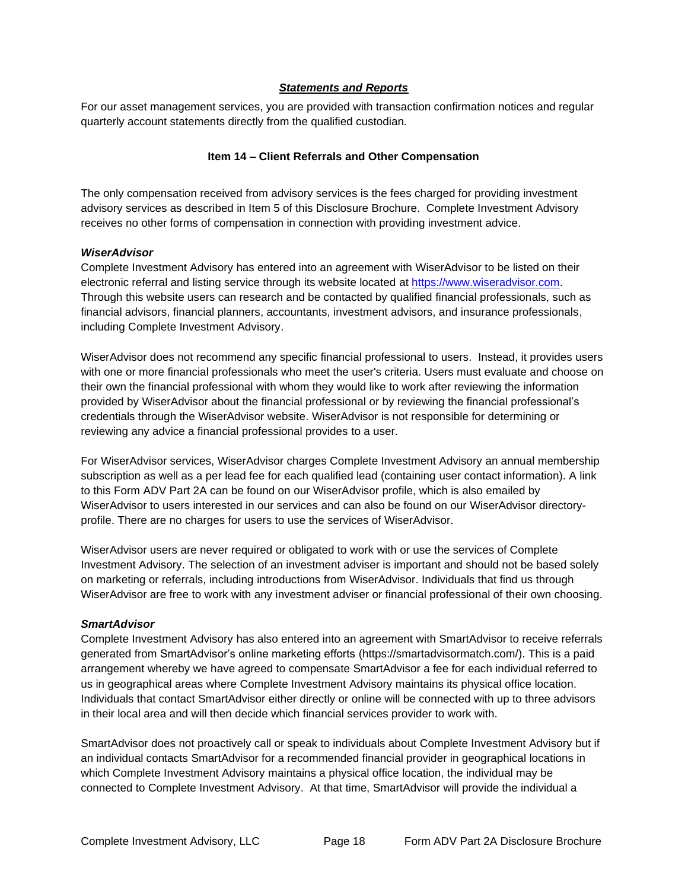***Statements and Reports***

For our asset management services, you are provided with transaction confirmation notices and regular quarterly account statements directly from the qualified custodian.

## Item 14 – Client Referrals and Other Compensation

The only compensation received from advisory services is the fees charged for providing investment advisory services as described in Item 5 of this Disclosure Brochure. Complete Investment Advisory receives no other forms of compensation in connection with providing investment advice.

***WiserAdvisor***

Complete Investment Advisory has entered into an agreement with WiserAdvisor to be listed on their electronic referral and listing service through its website located at https://www.wiseradvisor.com. Through this website users can research and be contacted by qualified financial professionals, such as financial advisors, financial planners, accountants, investment advisors, and insurance professionals, including Complete Investment Advisory.

WiserAdvisor does not recommend any specific financial professional to users. Instead, it provides users with one or more financial professionals who meet the user's criteria. Users must evaluate and choose on their own the financial professional with whom they would like to work after reviewing the information provided by WiserAdvisor about the financial professional or by reviewing the financial professional's credentials through the WiserAdvisor website. WiserAdvisor is not responsible for determining or reviewing any advice a financial professional provides to a user.

For WiserAdvisor services, WiserAdvisor charges Complete Investment Advisory an annual membership subscription as well as a per lead fee for each qualified lead (containing user contact information). A link to this Form ADV Part 2A can be found on our WiserAdvisor profile, which is also emailed by WiserAdvisor to users interested in our services and can also be found on our WiserAdvisor directory-profile. There are no charges for users to use the services of WiserAdvisor.

WiserAdvisor users are never required or obligated to work with or use the services of Complete Investment Advisory. The selection of an investment adviser is important and should not be based solely on marketing or referrals, including introductions from WiserAdvisor. Individuals that find us through WiserAdvisor are free to work with any investment adviser or financial professional of their own choosing.

***SmartAdvisor***

Complete Investment Advisory has also entered into an agreement with SmartAdvisor to receive referrals generated from SmartAdvisor's online marketing efforts (https://smartadvisormatch.com/). This is a paid arrangement whereby we have agreed to compensate SmartAdvisor a fee for each individual referred to us in geographical areas where Complete Investment Advisory maintains its physical office location. Individuals that contact SmartAdvisor either directly or online will be connected with up to three advisors in their local area and will then decide which financial services provider to work with.

SmartAdvisor does not proactively call or speak to individuals about Complete Investment Advisory but if an individual contacts SmartAdvisor for a recommended financial provider in geographical locations in which Complete Investment Advisory maintains a physical office location, the individual may be connected to Complete Investment Advisory. At that time, SmartAdvisor will provide the individual a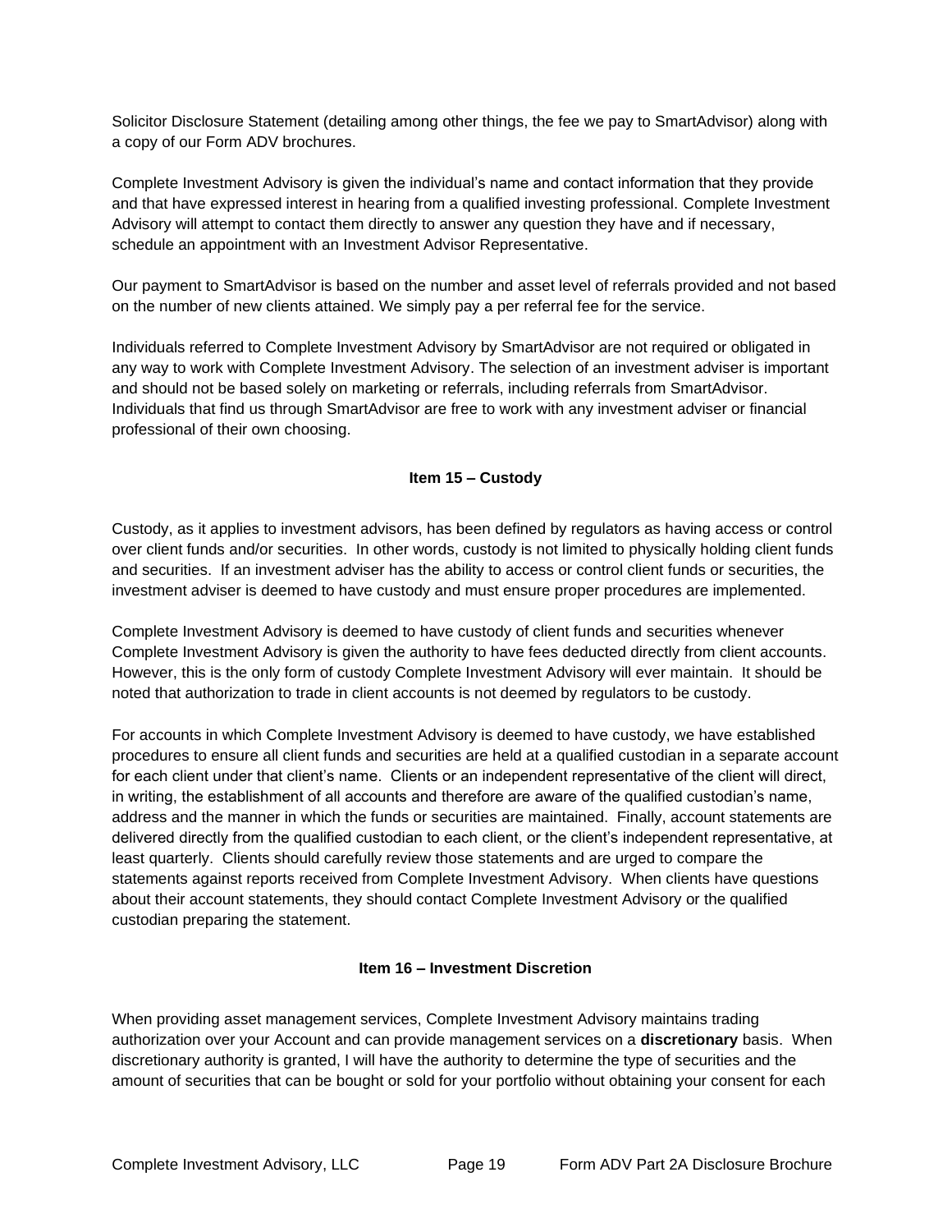Solicitor Disclosure Statement (detailing among other things, the fee we pay to SmartAdvisor) along with a copy of our Form ADV brochures.

Complete Investment Advisory is given the individual's name and contact information that they provide and that have expressed interest in hearing from a qualified investing professional. Complete Investment Advisory will attempt to contact them directly to answer any question they have and if necessary, schedule an appointment with an Investment Advisor Representative.

Our payment to SmartAdvisor is based on the number and asset level of referrals provided and not based on the number of new clients attained. We simply pay a per referral fee for the service.

Individuals referred to Complete Investment Advisory by SmartAdvisor are not required or obligated in any way to work with Complete Investment Advisory. The selection of an investment adviser is important and should not be based solely on marketing or referrals, including referrals from SmartAdvisor. Individuals that find us through SmartAdvisor are free to work with any investment adviser or financial professional of their own choosing.

## Item 15 – Custody

Custody, as it applies to investment advisors, has been defined by regulators as having access or control over client funds and/or securities. In other words, custody is not limited to physically holding client funds and securities. If an investment adviser has the ability to access or control client funds or securities, the investment adviser is deemed to have custody and must ensure proper procedures are implemented.

Complete Investment Advisory is deemed to have custody of client funds and securities whenever Complete Investment Advisory is given the authority to have fees deducted directly from client accounts. However, this is the only form of custody Complete Investment Advisory will ever maintain. It should be noted that authorization to trade in client accounts is not deemed by regulators to be custody.

For accounts in which Complete Investment Advisory is deemed to have custody, we have established procedures to ensure all client funds and securities are held at a qualified custodian in a separate account for each client under that client's name. Clients or an independent representative of the client will direct, in writing, the establishment of all accounts and therefore are aware of the qualified custodian's name, address and the manner in which the funds or securities are maintained. Finally, account statements are delivered directly from the qualified custodian to each client, or the client's independent representative, at least quarterly. Clients should carefully review those statements and are urged to compare the statements against reports received from Complete Investment Advisory. When clients have questions about their account statements, they should contact Complete Investment Advisory or the qualified custodian preparing the statement.

## Item 16 – Investment Discretion

When providing asset management services, Complete Investment Advisory maintains trading authorization over your Account and can provide management services on a **discretionary** basis. When discretionary authority is granted, I will have the authority to determine the type of securities and the amount of securities that can be bought or sold for your portfolio without obtaining your consent for each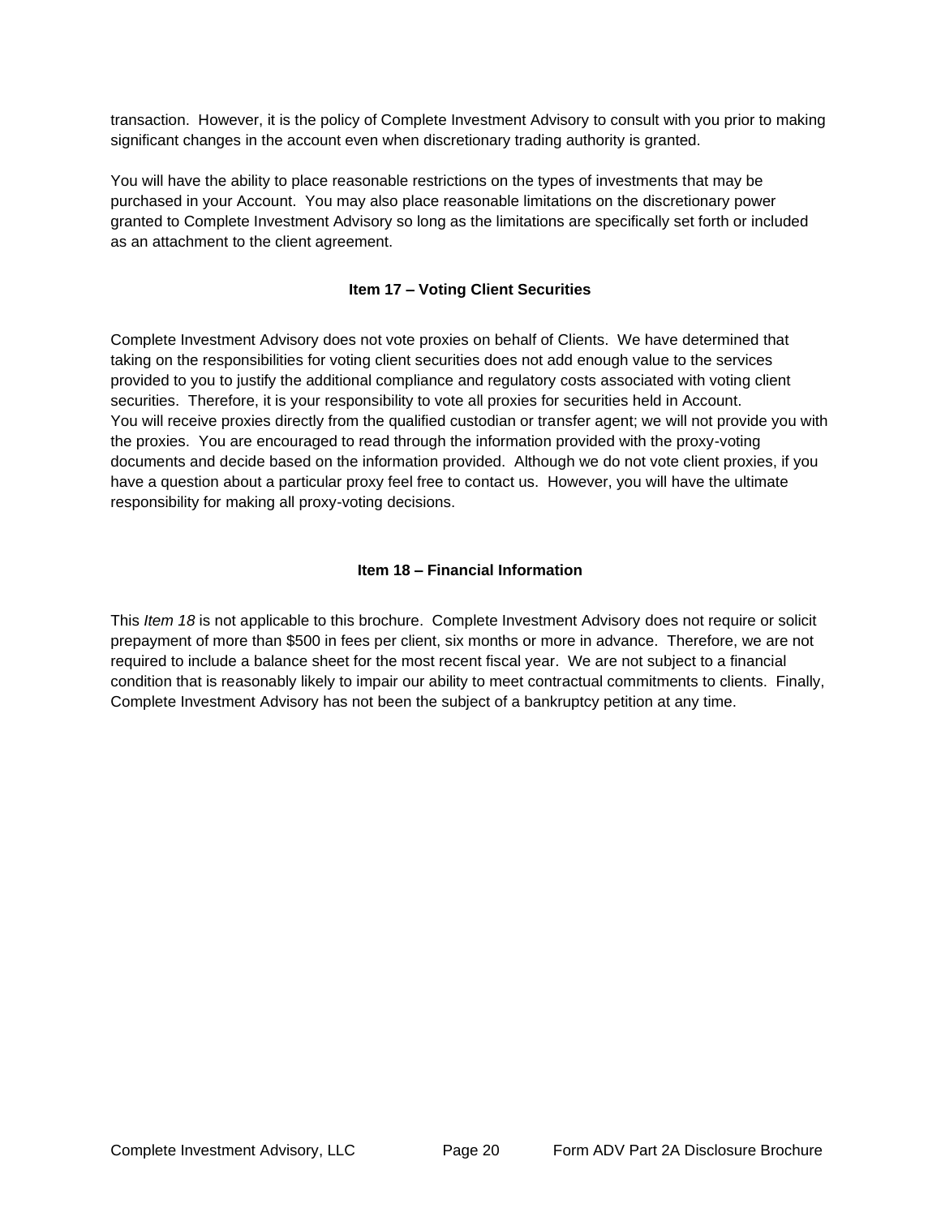transaction. However, it is the policy of Complete Investment Advisory to consult with you prior to making significant changes in the account even when discretionary trading authority is granted.

You will have the ability to place reasonable restrictions on the types of investments that may be purchased in your Account. You may also place reasonable limitations on the discretionary power granted to Complete Investment Advisory so long as the limitations are specifically set forth or included as an attachment to the client agreement.

## Item 17 – Voting Client Securities

Complete Investment Advisory does not vote proxies on behalf of Clients. We have determined that taking on the responsibilities for voting client securities does not add enough value to the services provided to you to justify the additional compliance and regulatory costs associated with voting client securities. Therefore, it is your responsibility to vote all proxies for securities held in Account. You will receive proxies directly from the qualified custodian or transfer agent; we will not provide you with the proxies. You are encouraged to read through the information provided with the proxy-voting documents and decide based on the information provided. Although we do not vote client proxies, if you have a question about a particular proxy feel free to contact us. However, you will have the ultimate responsibility for making all proxy-voting decisions.

## Item 18 – Financial Information

This *Item 18* is not applicable to this brochure. Complete Investment Advisory does not require or solicit prepayment of more than $500 in fees per client, six months or more in advance. Therefore, we are not required to include a balance sheet for the most recent fiscal year. We are not subject to a financial condition that is reasonably likely to impair our ability to meet contractual commitments to clients. Finally, Complete Investment Advisory has not been the subject of a bankruptcy petition at any time.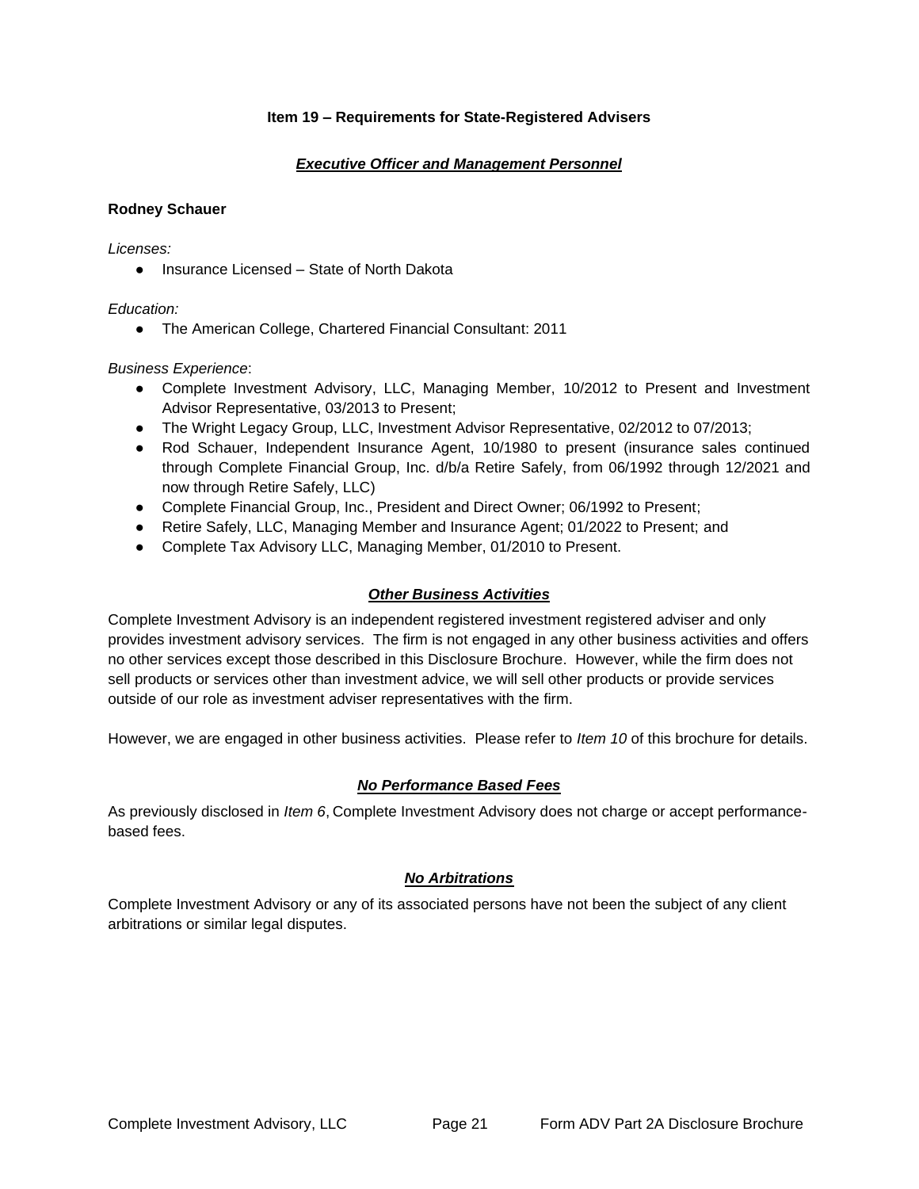## Item 19 – Requirements for State-Registered Advisers

### ***Executive Officer and Management Personnel***

**Rodney Schauer**

*Licenses:*

- Insurance Licensed – State of North Dakota

*Education:*

- The American College, Chartered Financial Consultant: 2011

*Business Experience*:

- Complete Investment Advisory, LLC, Managing Member, 10/2012 to Present and Investment Advisor Representative, 03/2013 to Present;
- The Wright Legacy Group, LLC, Investment Advisor Representative, 02/2012 to 07/2013;
- Rod Schauer, Independent Insurance Agent, 10/1980 to present (insurance sales continued through Complete Financial Group, Inc. d/b/a Retire Safely, from 06/1992 through 12/2021 and now through Retire Safely, LLC)
- Complete Financial Group, Inc., President and Direct Owner; 06/1992 to Present;
- Retire Safely, LLC, Managing Member and Insurance Agent; 01/2022 to Present; and
- Complete Tax Advisory LLC, Managing Member, 01/2010 to Present.

### ***Other Business Activities***

Complete Investment Advisory is an independent registered investment registered adviser and only provides investment advisory services. The firm is not engaged in any other business activities and offers no other services except those described in this Disclosure Brochure. However, while the firm does not sell products or services other than investment advice, we will sell other products or provide services outside of our role as investment adviser representatives with the firm.

However, we are engaged in other business activities. Please refer to *Item 10* of this brochure for details.

### ***No Performance Based Fees***

As previously disclosed in *Item 6*, Complete Investment Advisory does not charge or accept performance-based fees.

### ***No Arbitrations***

Complete Investment Advisory or any of its associated persons have not been the subject of any client arbitrations or similar legal disputes.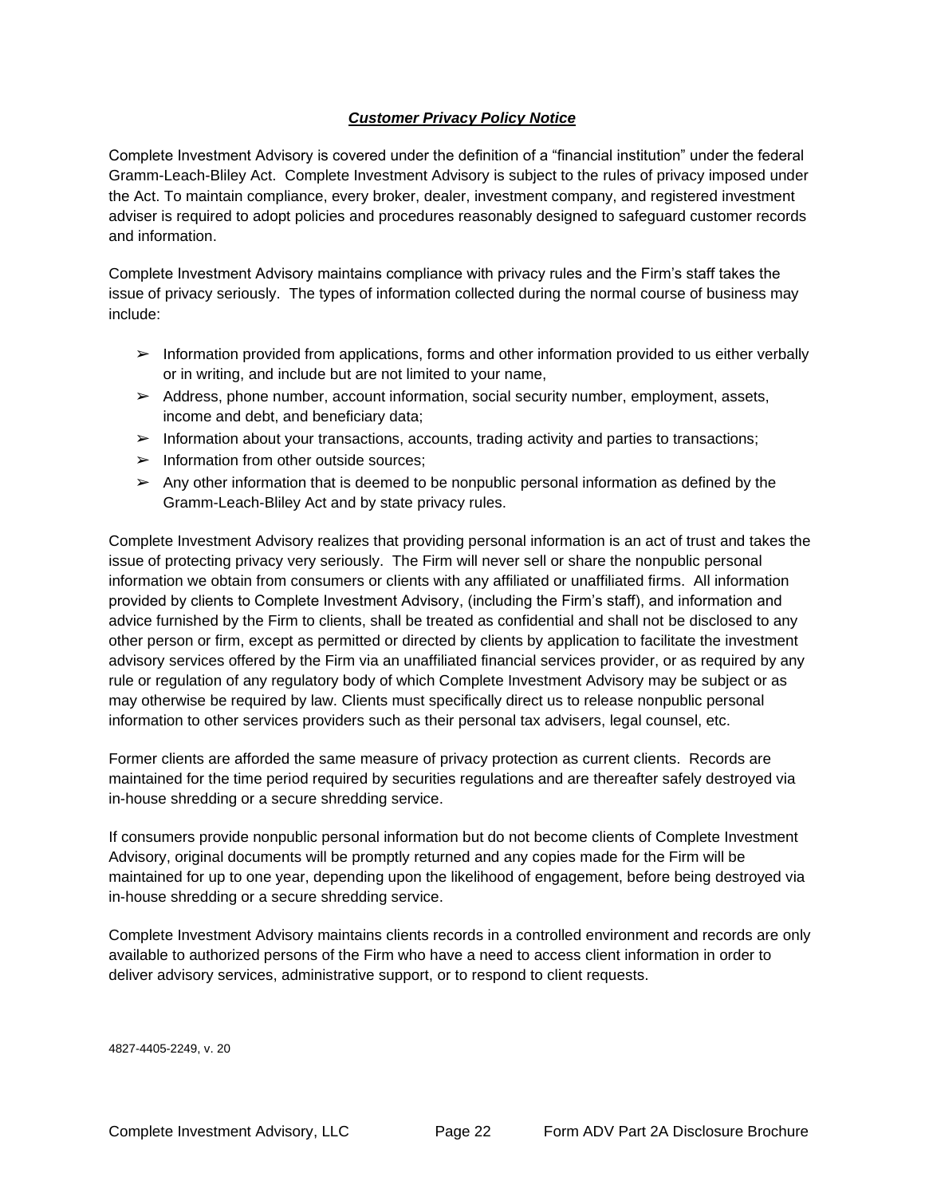***Customer Privacy Policy Notice***

Complete Investment Advisory is covered under the definition of a "financial institution" under the federal Gramm-Leach-Bliley Act. Complete Investment Advisory is subject to the rules of privacy imposed under the Act. To maintain compliance, every broker, dealer, investment company, and registered investment adviser is required to adopt policies and procedures reasonably designed to safeguard customer records and information.

Complete Investment Advisory maintains compliance with privacy rules and the Firm's staff takes the issue of privacy seriously. The types of information collected during the normal course of business may include:

- Information provided from applications, forms and other information provided to us either verbally or in writing, and include but are not limited to your name,
- Address, phone number, account information, social security number, employment, assets, income and debt, and beneficiary data;
- Information about your transactions, accounts, trading activity and parties to transactions;
- Information from other outside sources;
- Any other information that is deemed to be nonpublic personal information as defined by the Gramm-Leach-Bliley Act and by state privacy rules.

Complete Investment Advisory realizes that providing personal information is an act of trust and takes the issue of protecting privacy very seriously. The Firm will never sell or share the nonpublic personal information we obtain from consumers or clients with any affiliated or unaffiliated firms. All information provided by clients to Complete Investment Advisory, (including the Firm's staff), and information and advice furnished by the Firm to clients, shall be treated as confidential and shall not be disclosed to any other person or firm, except as permitted or directed by clients by application to facilitate the investment advisory services offered by the Firm via an unaffiliated financial services provider, or as required by any rule or regulation of any regulatory body of which Complete Investment Advisory may be subject or as may otherwise be required by law. Clients must specifically direct us to release nonpublic personal information to other services providers such as their personal tax advisers, legal counsel, etc.

Former clients are afforded the same measure of privacy protection as current clients. Records are maintained for the time period required by securities regulations and are thereafter safely destroyed via in-house shredding or a secure shredding service.

If consumers provide nonpublic personal information but do not become clients of Complete Investment Advisory, original documents will be promptly returned and any copies made for the Firm will be maintained for up to one year, depending upon the likelihood of engagement, before being destroyed via in-house shredding or a secure shredding service.

Complete Investment Advisory maintains clients records in a controlled environment and records are only available to authorized persons of the Firm who have a need to access client information in order to deliver advisory services, administrative support, or to respond to client requests.

4827-4405-2249, v. 20